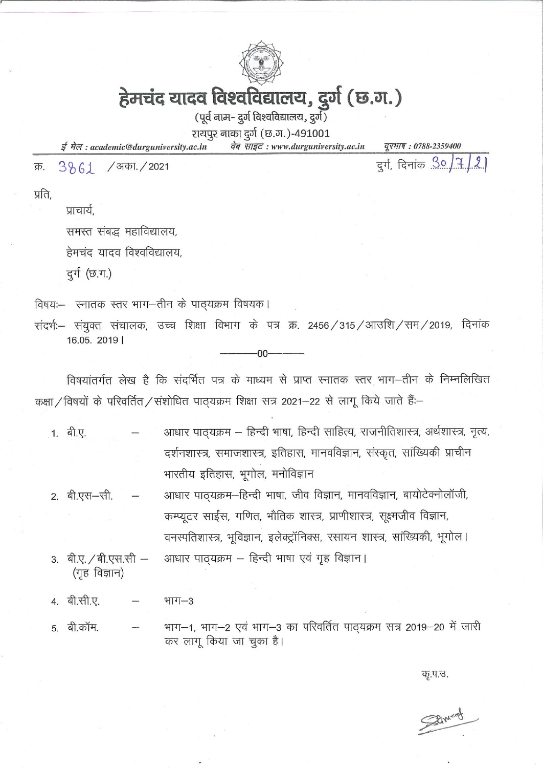# हेमचंद यादव विश्वविद्यालय, दुर्ग (छ.ग.)

(पूर्व नाम- दुर्ग विश्वविद्यालय, दुर्ग)

रायपुर नाका दुर्ग (छ.ग.)-491001

ई मेल : academic@durguniversity.ac.in    वेब साइट : www.durguniversity.ac.in    दूरभाष : 0788-2359400

क्र. 3861 /अका./2021    दुर्ग, दिनांक 30/7/21

प्रति,

प्राचार्य,

समस्त संबद्ध महाविद्यालय,

हेमचंद यादव विश्वविद्यालय,

दुर्ग (छ.ग.)

विषय:– स्नातक स्तर भाग–तीन के पाठ्यक्रम विषयक।

संदर्भ:– संयुक्त संचालक, उच्च शिक्षा विभाग के पत्र क्र. 2456/315/आउशि/सम/2019, दिनांक 16.05. 2019।

—————00—————

विषयांतर्गत लेख है कि संदर्भित पत्र के माध्यम से प्राप्त स्नातक स्तर भाग–तीन के निम्नलिखित कक्षा/विषयों के परिवर्तित/संशोधित पाठ्यक्रम शिक्षा सत्र 2021–22 से लागू किये जाते हैं:–

1. बी.ए. – आधार पाठ्यक्रम – हिन्दी भाषा, हिन्दी साहित्य, राजनीतिशास्त्र, अर्थशास्त्र, नृत्य, दर्शनशास्त्र, समाजशास्त्र, इतिहास, मानवविज्ञान, संस्कृत, सांख्यिकी प्राचीन भारतीय इतिहास, भूगोल, मनोविज्ञान
2. बी.एस–सी. – आधार पाठ्यक्रम–हिन्दी भाषा, जीव विज्ञान, मानवविज्ञान, बायोटेक्नोलॉजी, कम्प्यूटर साईंस, गणित, भौतिक शास्त्र, प्राणीशास्त्र, सूक्ष्मजीव विज्ञान, वनस्पतिशास्त्र, भूविज्ञान, इलेक्ट्रॉनिक्स, रसायन शास्त्र, सांख्यिकी, भूगोल।
3. बी.ए./बी.एस.सी – (गृह विज्ञान) आधार पाठ्यक्रम – हिन्दी भाषा एवं गृह विज्ञान।
4. बी.सी.ए. – भाग–3
5. बी.कॉम. – भाग–1, भाग–2 एवं भाग–3 का परिवर्तित पाठ्यक्रम सत्र 2019–20 में जारी कर लागू किया जा चुका है।

कृ.प.उ.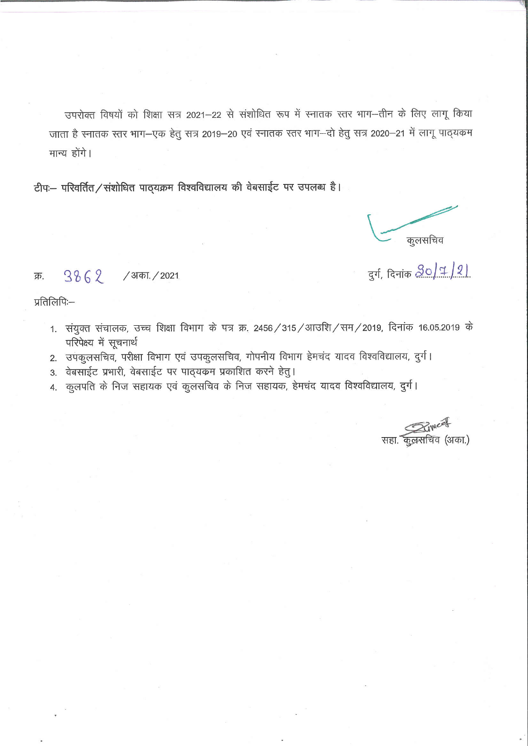उपरोक्त विषयों को शिक्षा सत्र 2021–22 से संशोधित रूप में स्नातक स्तर भाग–तीन के लिए लागू किया जाता है स्नातक स्तर भाग–एक हेतु सत्र 2019–20 एवं स्नातक स्तर भाग–दो हेतु सत्र 2020–21 में लागू पाठ्यक्रम मान्य होंगे।

टीपः– परिवर्तित/संशोधित पाठ्यक्रम विश्वविद्यालय की वेबसाईट पर उपलब्ध है।

कुलसचिव

क्र. 3862 /अका./2021 दुर्ग, दिनांक 30/7/21

प्रतिलिपिः–

1. संयुक्त संचालक, उच्च शिक्षा विभाग के पत्र क्र. 2456/315/आउशि/सम/2019, दिनांक 16.05.2019 के परिपेक्ष्य में सूचनार्थ
2. उपकुलसचिव, परीक्षा विभाग एवं उपकुलसचिव, गोपनीय विभाग हेमचंद यादव विश्वविद्यालय, दुर्ग।
3. वेबसाईट प्रभारी, वेबसाईट पर पाठ्यक्रम प्रकाशित करने हेतु।
4. कुलपति के निज सहायक एवं कुलसचिव के निज सहायक, हेमचंद यादव विश्वविद्यालय, दुर्ग।

सहा. कुलसचिव (अका.)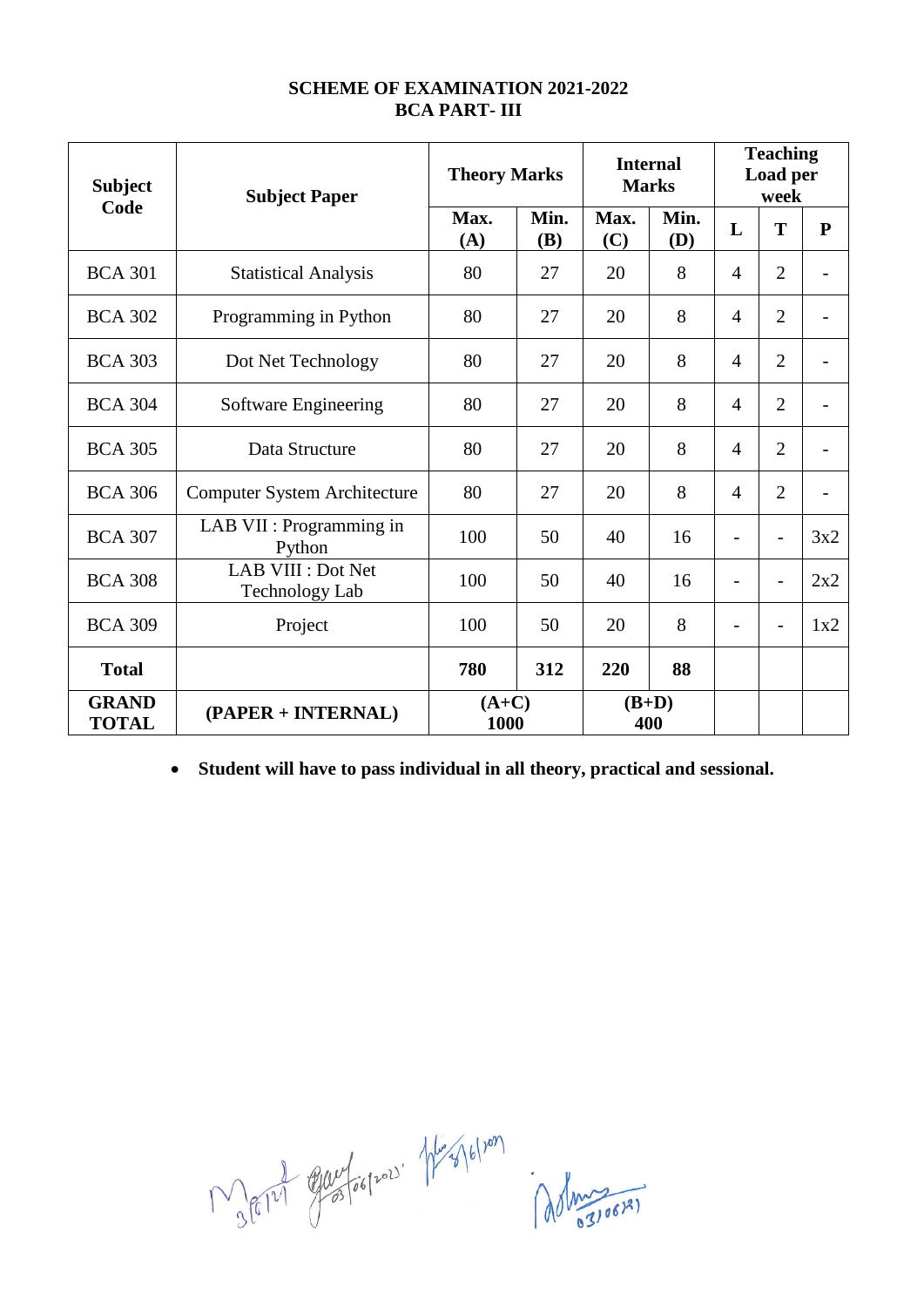**SCHEME OF EXAMINATION 2021-2022**
**BCA PART- III**

| Subject Code | Subject Paper | Theory Marks | | Internal Marks | | Teaching Load per week | | |
|---|---|---|---|---|---|---|---|---|
| | | Max. (A) | Min. (B) | Max. (C) | Min. (D) | L | T | P |
| BCA 301 | Statistical Analysis | 80 | 27 | 20 | 8 | 4 | 2 | - |
| BCA 302 | Programming in Python | 80 | 27 | 20 | 8 | 4 | 2 | - |
| BCA 303 | Dot Net Technology | 80 | 27 | 20 | 8 | 4 | 2 | - |
| BCA 304 | Software Engineering | 80 | 27 | 20 | 8 | 4 | 2 | - |
| BCA 305 | Data Structure | 80 | 27 | 20 | 8 | 4 | 2 | - |
| BCA 306 | Computer System Architecture | 80 | 27 | 20 | 8 | 4 | 2 | - |
| BCA 307 | LAB VII : Programming in Python | 100 | 50 | 40 | 16 | - | - | 3x2 |
| BCA 308 | LAB VIII : Dot Net Technology Lab | 100 | 50 | 40 | 16 | - | - | 2x2 |
| BCA 309 | Project | 100 | 50 | 20 | 8 | - | - | 1x2 |
| **Total** | | **780** | **312** | **220** | **88** | | | |
| **GRAND TOTAL** | **(PAPER + INTERNAL)** | **(A+C) 1000** | | **(B+D) 400** | | | | |

- **Student will have to pass individual in all theory, practical and sessional.**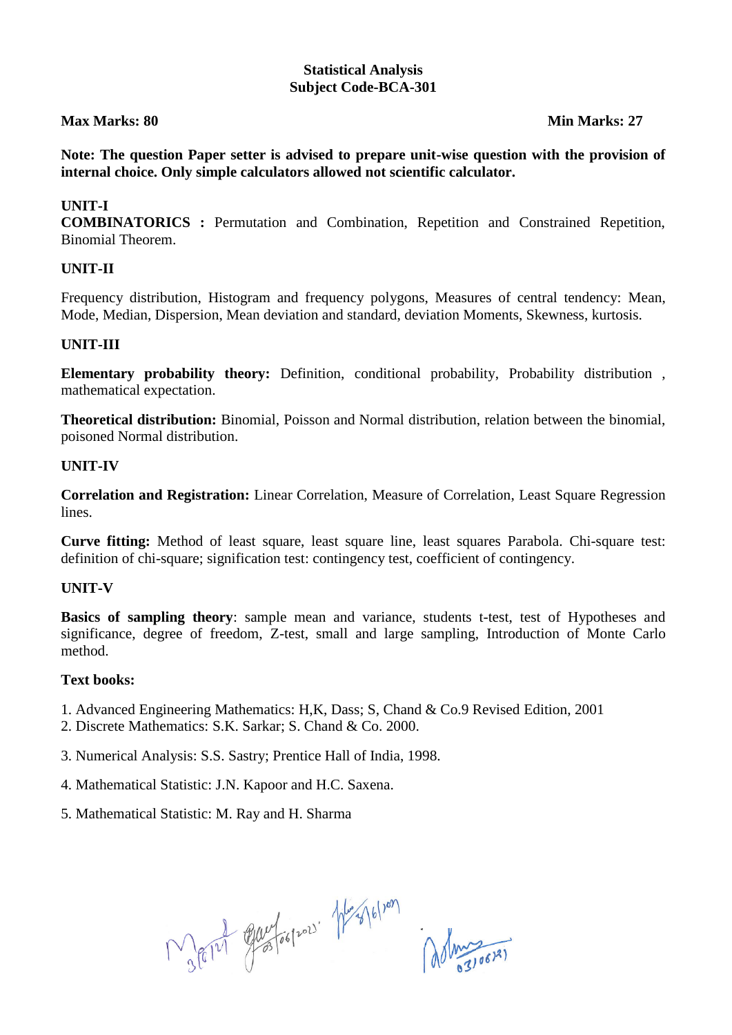**Statistical Analysis**
**Subject Code-BCA-301**

**Max Marks: 80** **Min Marks: 27**

**Note: The question Paper setter is advised to prepare unit-wise question with the provision of internal choice. Only simple calculators allowed not scientific calculator.**

**UNIT-I**

**COMBINATORICS :** Permutation and Combination, Repetition and Constrained Repetition, Binomial Theorem.

**UNIT-II**

Frequency distribution, Histogram and frequency polygons, Measures of central tendency: Mean, Mode, Median, Dispersion, Mean deviation and standard, deviation Moments, Skewness, kurtosis.

**UNIT-III**

**Elementary probability theory:** Definition, conditional probability, Probability distribution , mathematical expectation.

**Theoretical distribution:** Binomial, Poisson and Normal distribution, relation between the binomial, poisoned Normal distribution.

**UNIT-IV**

**Correlation and Registration:** Linear Correlation, Measure of Correlation, Least Square Regression lines.

**Curve fitting:** Method of least square, least square line, least squares Parabola. Chi-square test: definition of chi-square; signification test: contingency test, coefficient of contingency.

**UNIT-V**

**Basics of sampling theory**: sample mean and variance, students t-test, test of Hypotheses and significance, degree of freedom, Z-test, small and large sampling, Introduction of Monte Carlo method.

**Text books:**

1. Advanced Engineering Mathematics: H,K, Dass; S, Chand & Co.9 Revised Edition, 2001
2. Discrete Mathematics: S.K. Sarkar; S. Chand & Co. 2000.
3. Numerical Analysis: S.S. Sastry; Prentice Hall of India, 1998.
4. Mathematical Statistic: J.N. Kapoor and H.C. Saxena.
5. Mathematical Statistic: M. Ray and H. Sharma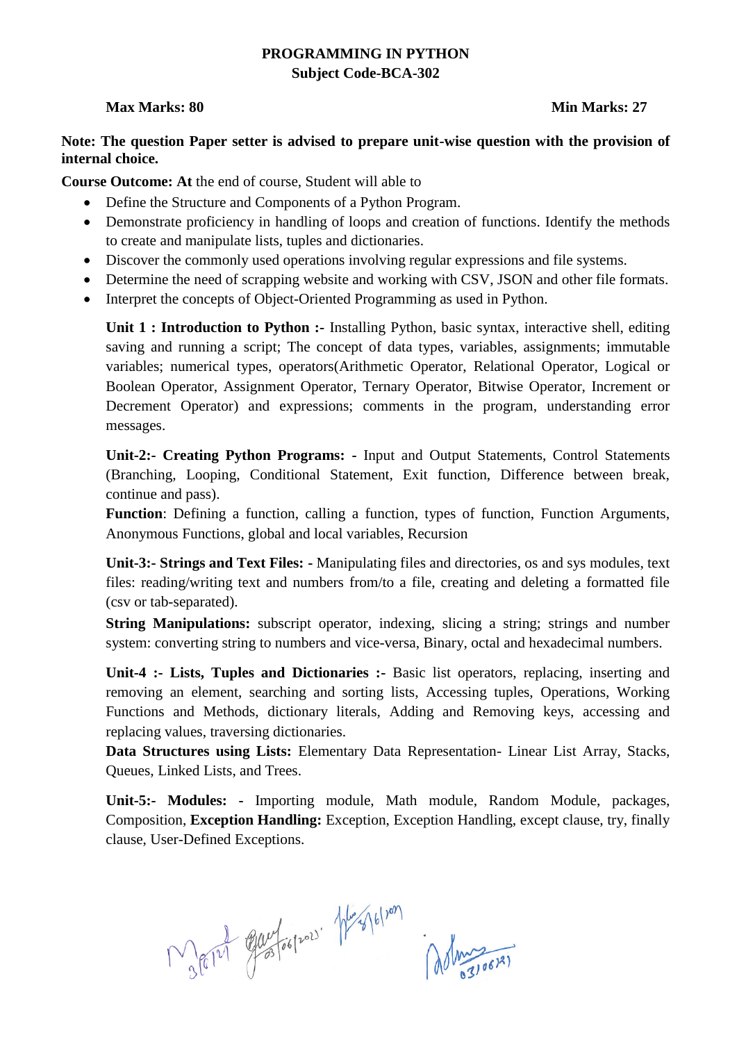# PROGRAMMING IN PYTHON
## Subject Code-BCA-302

**Max Marks: 80** **Min Marks: 27**

**Note: The question Paper setter is advised to prepare unit-wise question with the provision of internal choice.**

**Course Outcome: At** the end of course, Student will able to

- Define the Structure and Components of a Python Program.
- Demonstrate proficiency in handling of loops and creation of functions. Identify the methods to create and manipulate lists, tuples and dictionaries.
- Discover the commonly used operations involving regular expressions and file systems.
- Determine the need of scrapping website and working with CSV, JSON and other file formats.
- Interpret the concepts of Object-Oriented Programming as used in Python.

**Unit 1 : Introduction to Python :-** Installing Python, basic syntax, interactive shell, editing saving and running a script; The concept of data types, variables, assignments; immutable variables; numerical types, operators(Arithmetic Operator, Relational Operator, Logical or Boolean Operator, Assignment Operator, Ternary Operator, Bitwise Operator, Increment or Decrement Operator) and expressions; comments in the program, understanding error messages.

**Unit-2:- Creating Python Programs: -** Input and Output Statements, Control Statements (Branching, Looping, Conditional Statement, Exit function, Difference between break, continue and pass).

**Function**: Defining a function, calling a function, types of function, Function Arguments, Anonymous Functions, global and local variables, Recursion

**Unit-3:- Strings and Text Files: -** Manipulating files and directories, os and sys modules, text files: reading/writing text and numbers from/to a file, creating and deleting a formatted file (csv or tab-separated).

**String Manipulations:** subscript operator, indexing, slicing a string; strings and number system: converting string to numbers and vice-versa, Binary, octal and hexadecimal numbers.

**Unit-4 :- Lists, Tuples and Dictionaries :-** Basic list operators, replacing, inserting and removing an element, searching and sorting lists, Accessing tuples, Operations, Working Functions and Methods, dictionary literals, Adding and Removing keys, accessing and replacing values, traversing dictionaries.

**Data Structures using Lists:** Elementary Data Representation- Linear List Array, Stacks, Queues, Linked Lists, and Trees.

**Unit-5:- Modules: -** Importing module, Math module, Random Module, packages, Composition, **Exception Handling:** Exception, Exception Handling, except clause, try, finally clause, User-Defined Exceptions.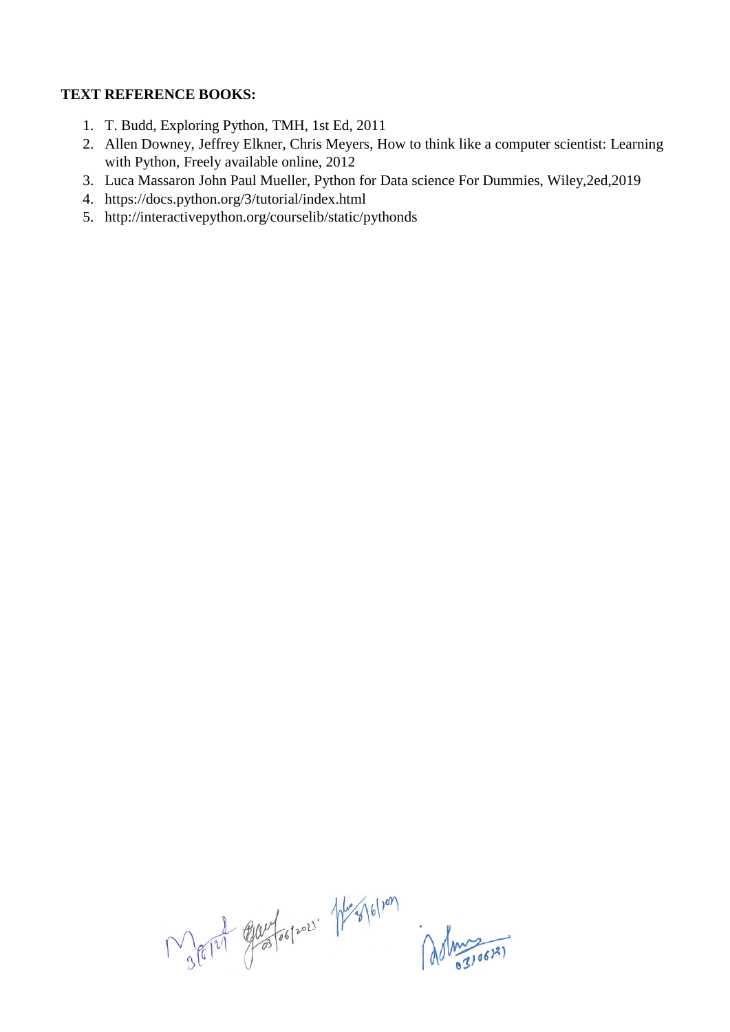**TEXT REFERENCE BOOKS:**

1. T. Budd, Exploring Python, TMH, 1st Ed, 2011
2. Allen Downey, Jeffrey Elkner, Chris Meyers, How to think like a computer scientist: Learning with Python, Freely available online, 2012
3. Luca Massaron John Paul Mueller, Python for Data science For Dummies, Wiley,2ed,2019
4. https://docs.python.org/3/tutorial/index.html
5. http://interactivepython.org/courselib/static/pythonds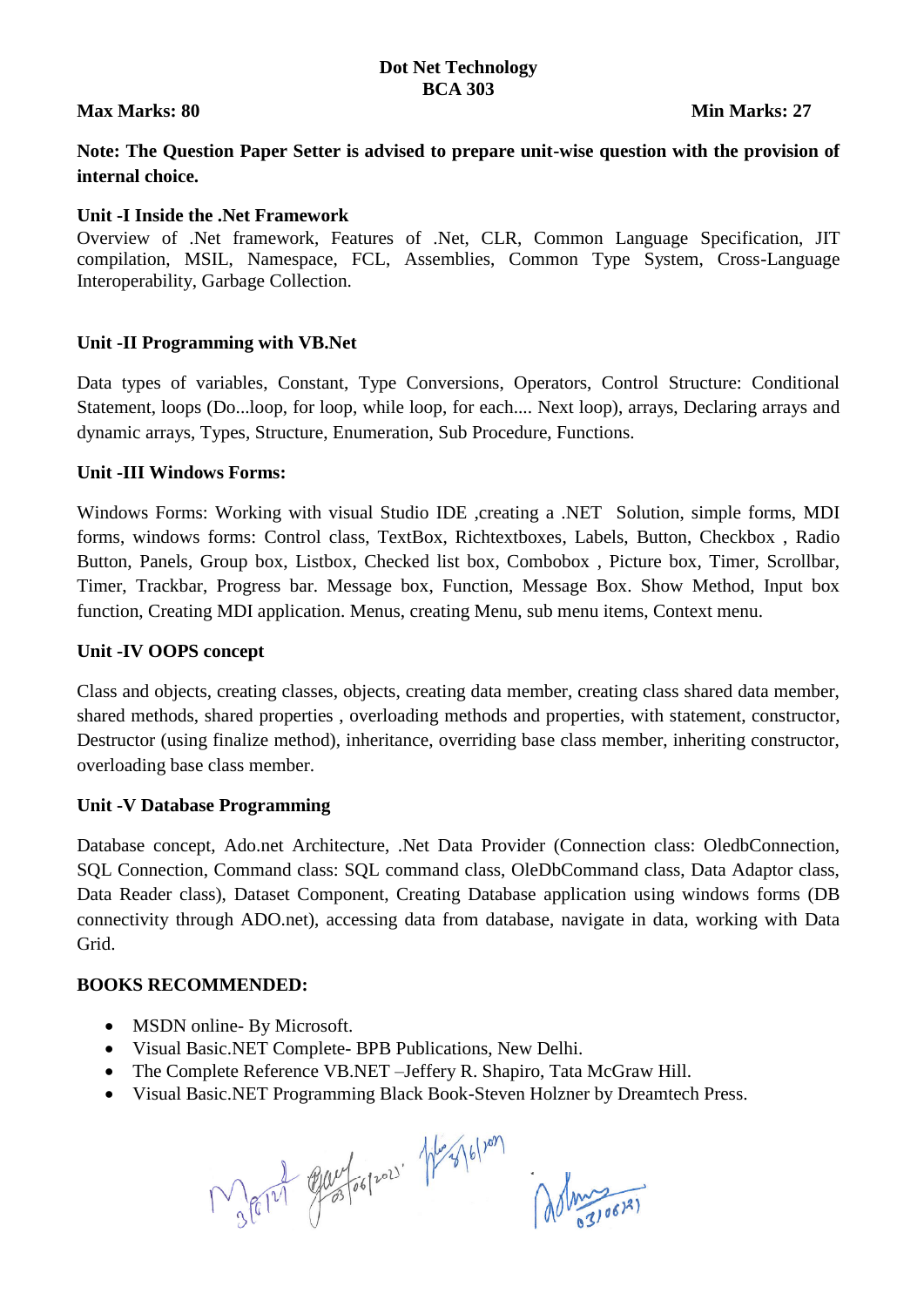# Dot Net Technology
## BCA 303

**Max Marks: 80** **Min Marks: 27**

**Note: The Question Paper Setter is advised to prepare unit-wise question with the provision of internal choice.**

**Unit -I Inside the .Net Framework**

Overview of .Net framework, Features of .Net, CLR, Common Language Specification, JIT compilation, MSIL, Namespace, FCL, Assemblies, Common Type System, Cross-Language Interoperability, Garbage Collection.

**Unit -II Programming with VB.Net**

Data types of variables, Constant, Type Conversions, Operators, Control Structure: Conditional Statement, loops (Do...loop, for loop, while loop, for each.... Next loop), arrays, Declaring arrays and dynamic arrays, Types, Structure, Enumeration, Sub Procedure, Functions.

**Unit -III Windows Forms:**

Windows Forms: Working with visual Studio IDE ,creating a .NET Solution, simple forms, MDI forms, windows forms: Control class, TextBox, Richtextboxes, Labels, Button, Checkbox , Radio Button, Panels, Group box, Listbox, Checked list box, Combobox , Picture box, Timer, Scrollbar, Timer, Trackbar, Progress bar. Message box, Function, Message Box. Show Method, Input box function, Creating MDI application. Menus, creating Menu, sub menu items, Context menu.

**Unit -IV OOPS concept**

Class and objects, creating classes, objects, creating data member, creating class shared data member, shared methods, shared properties , overloading methods and properties, with statement, constructor, Destructor (using finalize method), inheritance, overriding base class member, inheriting constructor, overloading base class member.

**Unit -V Database Programming**

Database concept, Ado.net Architecture, .Net Data Provider (Connection class: OledbConnection, SQL Connection, Command class: SQL command class, OleDbCommand class, Data Adaptor class, Data Reader class), Dataset Component, Creating Database application using windows forms (DB connectivity through ADO.net), accessing data from database, navigate in data, working with Data Grid.

**BOOKS RECOMMENDED:**

- MSDN online- By Microsoft.
- Visual Basic.NET Complete- BPB Publications, New Delhi.
- The Complete Reference VB.NET –Jeffery R. Shapiro, Tata McGraw Hill.
- Visual Basic.NET Programming Black Book-Steven Holzner by Dreamtech Press.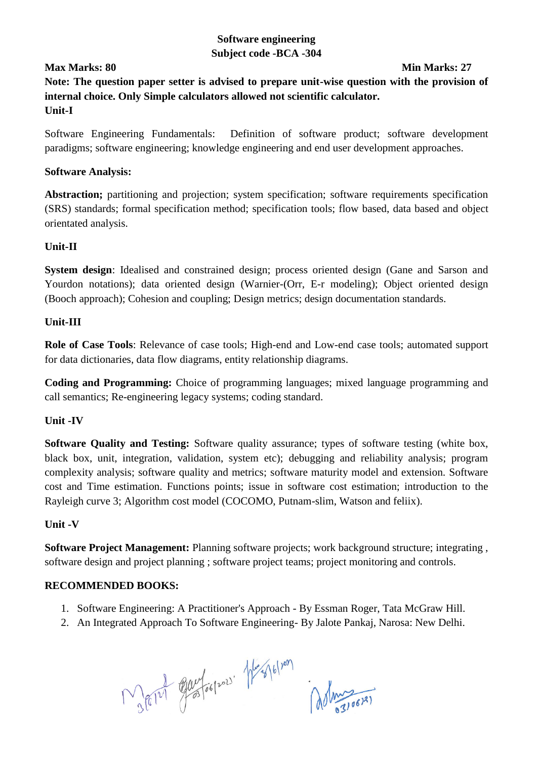# Software engineering
## Subject code -BCA -304

**Max Marks: 80** **Min Marks: 27**

**Note: The question paper setter is advised to prepare unit-wise question with the provision of internal choice. Only Simple calculators allowed not scientific calculator.**

**Unit-I**

Software Engineering Fundamentals: Definition of software product; software development paradigms; software engineering; knowledge engineering and end user development approaches.

**Software Analysis:**

**Abstraction;** partitioning and projection; system specification; software requirements specification (SRS) standards; formal specification method; specification tools; flow based, data based and object orientated analysis.

**Unit-II**

**System design**: Idealised and constrained design; process oriented design (Gane and Sarson and Yourdon notations); data oriented design (Warnier-(Orr, E-r modeling); Object oriented design (Booch approach); Cohesion and coupling; Design metrics; design documentation standards.

**Unit-III**

**Role of Case Tools**: Relevance of case tools; High-end and Low-end case tools; automated support for data dictionaries, data flow diagrams, entity relationship diagrams.

**Coding and Programming:** Choice of programming languages; mixed language programming and call semantics; Re-engineering legacy systems; coding standard.

**Unit -IV**

**Software Quality and Testing:** Software quality assurance; types of software testing (white box, black box, unit, integration, validation, system etc); debugging and reliability analysis; program complexity analysis; software quality and metrics; software maturity model and extension. Software cost and Time estimation. Functions points; issue in software cost estimation; introduction to the Rayleigh curve 3; Algorithm cost model (COCOMO, Putnam-slim, Watson and feliix).

**Unit -V**

**Software Project Management:** Planning software projects; work background structure; integrating , software design and project planning ; software project teams; project monitoring and controls.

**RECOMMENDED BOOKS:**

1. Software Engineering: A Practitioner's Approach - By Essman Roger, Tata McGraw Hill.
2. An Integrated Approach To Software Engineering- By Jalote Pankaj, Narosa: New Delhi.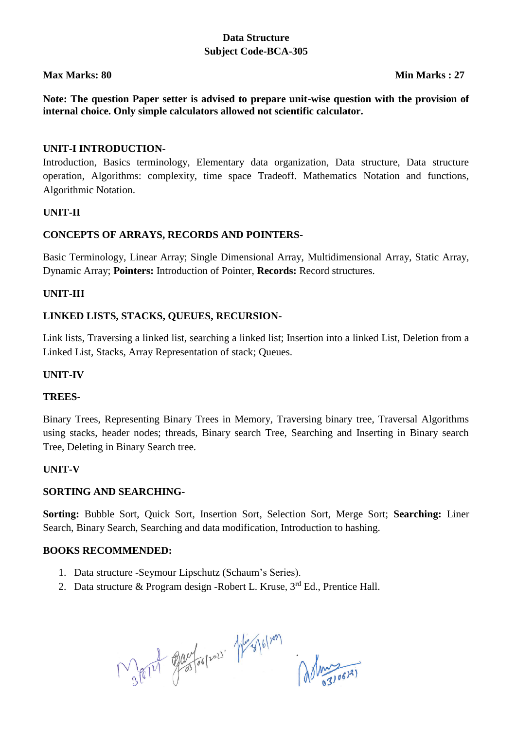# Data Structure
## Subject Code-BCA-305

**Max Marks: 80** **Min Marks : 27**

**Note: The question Paper setter is advised to prepare unit-wise question with the provision of internal choice. Only simple calculators allowed not scientific calculator.**

### UNIT-I INTRODUCTION-

Introduction, Basics terminology, Elementary data organization, Data structure, Data structure operation, Algorithms: complexity, time space Tradeoff. Mathematics Notation and functions, Algorithmic Notation.

### UNIT-II

### CONCEPTS OF ARRAYS, RECORDS AND POINTERS-

Basic Terminology, Linear Array; Single Dimensional Array, Multidimensional Array, Static Array, Dynamic Array; **Pointers:** Introduction of Pointer, **Records:** Record structures.

### UNIT-III

### LINKED LISTS, STACKS, QUEUES, RECURSION-

Link lists, Traversing a linked list, searching a linked list; Insertion into a linked List, Deletion from a Linked List, Stacks, Array Representation of stack; Queues.

### UNIT-IV

### TREES-

Binary Trees, Representing Binary Trees in Memory, Traversing binary tree, Traversal Algorithms using stacks, header nodes; threads, Binary search Tree, Searching and Inserting in Binary search Tree, Deleting in Binary Search tree.

### UNIT-V

### SORTING AND SEARCHING-

**Sorting:** Bubble Sort, Quick Sort, Insertion Sort, Selection Sort, Merge Sort; **Searching:** Liner Search, Binary Search, Searching and data modification, Introduction to hashing.

### BOOKS RECOMMENDED:

1. Data structure -Seymour Lipschutz (Schaum's Series).
2. Data structure & Program design -Robert L. Kruse, 3rd Ed., Prentice Hall.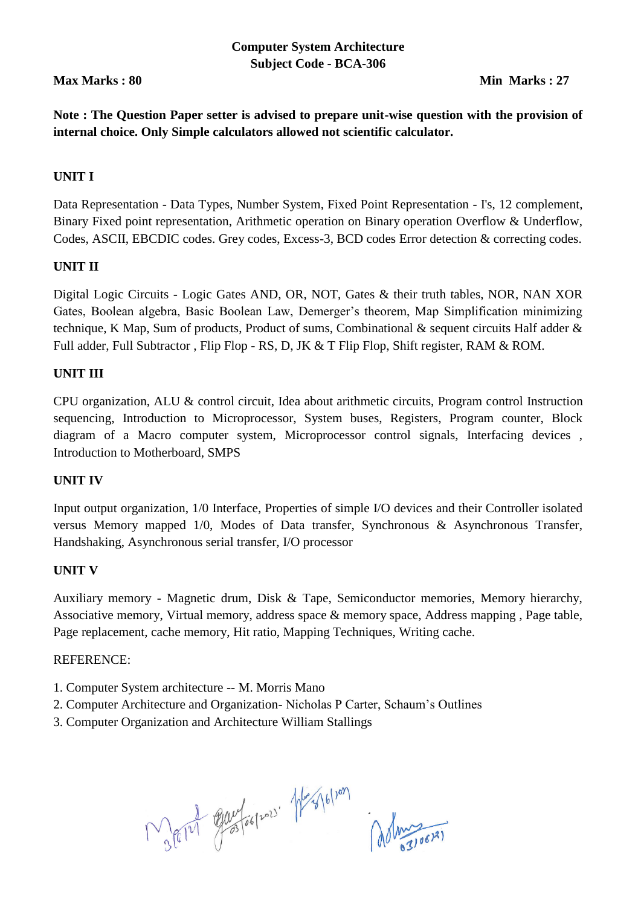**Computer System Architecture**
**Subject Code - BCA-306**

**Max Marks : 80** **Min Marks : 27**

**Note : The Question Paper setter is advised to prepare unit-wise question with the provision of internal choice. Only Simple calculators allowed not scientific calculator.**

**UNIT I**

Data Representation - Data Types, Number System, Fixed Point Representation - I's, 12 complement, Binary Fixed point representation, Arithmetic operation on Binary operation Overflow & Underflow, Codes, ASCII, EBCDIC codes. Grey codes, Excess-3, BCD codes Error detection & correcting codes.

**UNIT II**

Digital Logic Circuits - Logic Gates AND, OR, NOT, Gates & their truth tables, NOR, NAN XOR Gates, Boolean algebra, Basic Boolean Law, Demerger's theorem, Map Simplification minimizing technique, K Map, Sum of products, Product of sums, Combinational & sequent circuits Half adder & Full adder, Full Subtractor , Flip Flop - RS, D, JK & T Flip Flop, Shift register, RAM & ROM.

**UNIT III**

CPU organization, ALU & control circuit, Idea about arithmetic circuits, Program control Instruction sequencing, Introduction to Microprocessor, System buses, Registers, Program counter, Block diagram of a Macro computer system, Microprocessor control signals, Interfacing devices , Introduction to Motherboard, SMPS

**UNIT IV**

Input output organization, 1/0 Interface, Properties of simple I/O devices and their Controller isolated versus Memory mapped 1/0, Modes of Data transfer, Synchronous & Asynchronous Transfer, Handshaking, Asynchronous serial transfer, I/O processor

**UNIT V**

Auxiliary memory - Magnetic drum, Disk & Tape, Semiconductor memories, Memory hierarchy, Associative memory, Virtual memory, address space & memory space, Address mapping , Page table, Page replacement, cache memory, Hit ratio, Mapping Techniques, Writing cache.

REFERENCE:

1. Computer System architecture -- M. Morris Mano
2. Computer Architecture and Organization- Nicholas P Carter, Schaum's Outlines
3. Computer Organization and Architecture William Stallings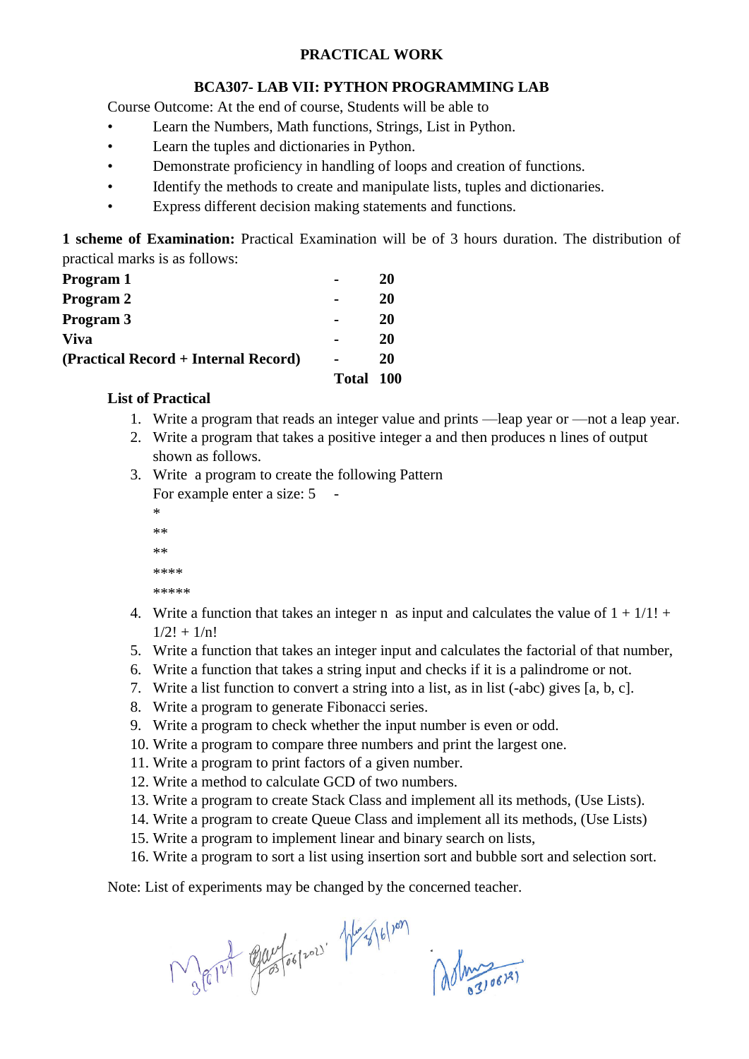## PRACTICAL WORK

### BCA307- LAB VII: PYTHON PROGRAMMING LAB

Course Outcome: At the end of course, Students will be able to

- Learn the Numbers, Math functions, Strings, List in Python.
- Learn the tuples and dictionaries in Python.
- Demonstrate proficiency in handling of loops and creation of functions.
- Identify the methods to create and manipulate lists, tuples and dictionaries.
- Express different decision making statements and functions.

**1 scheme of Examination:** Practical Examination will be of 3 hours duration. The distribution of practical marks is as follows:

| | | |
|---|---|---|
| **Program 1** | **-** | **20** |
| **Program 2** | **-** | **20** |
| **Program 3** | **-** | **20** |
| **Viva** | **-** | **20** |
| **(Practical Record + Internal Record)** | **-** | **20** |
| | **Total** | **100** |

**List of Practical**

1. Write a program that reads an integer value and prints —leap year or —not a leap year.
2. Write a program that takes a positive integer a and then produces n lines of output shown as follows.
3. Write a program to create the following Pattern
   For example enter a size: 5 -
   *
   **
   **
   ****
   *****
4. Write a function that takes an integer n as input and calculates the value of 1 + 1/1! + 1/2! + 1/n!
5. Write a function that takes an integer input and calculates the factorial of that number,
6. Write a function that takes a string input and checks if it is a palindrome or not.
7. Write a list function to convert a string into a list, as in list (-abc) gives [a, b, c].
8. Write a program to generate Fibonacci series.
9. Write a program to check whether the input number is even or odd.
10. Write a program to compare three numbers and print the largest one.
11. Write a program to print factors of a given number.
12. Write a method to calculate GCD of two numbers.
13. Write a program to create Stack Class and implement all its methods, (Use Lists).
14. Write a program to create Queue Class and implement all its methods, (Use Lists)
15. Write a program to implement linear and binary search on lists,
16. Write a program to sort a list using insertion sort and bubble sort and selection sort.

Note: List of experiments may be changed by the concerned teacher.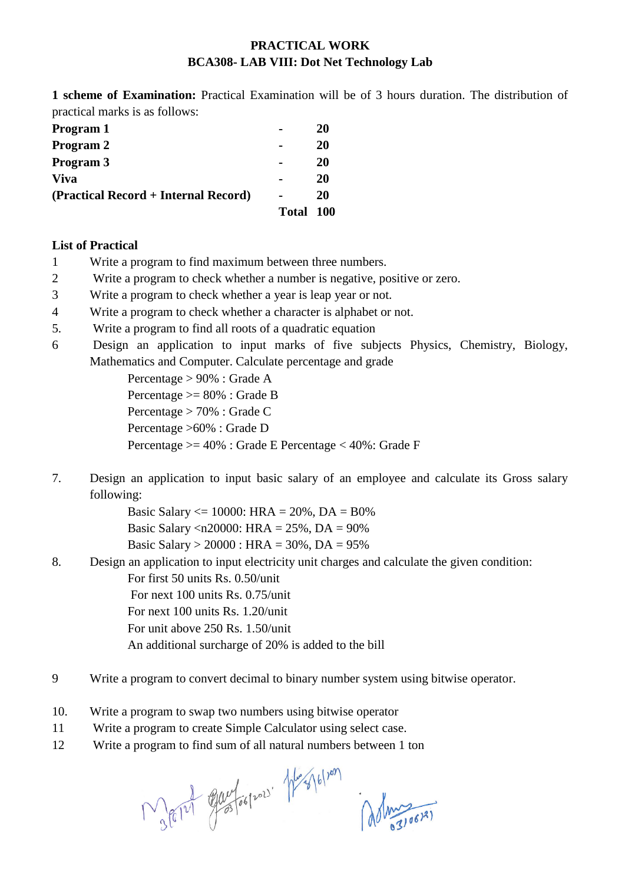**PRACTICAL WORK**

**BCA308- LAB VIII: Dot Net Technology Lab**

**1 scheme of Examination:** Practical Examination will be of 3 hours duration. The distribution of practical marks is as follows:

| | | |
|---|---|---|
| **Program 1** | **-** | **20** |
| **Program 2** | **-** | **20** |
| **Program 3** | **-** | **20** |
| **Viva** | **-** | **20** |
| **(Practical Record + Internal Record)** | **-** | **20** |
| | **Total** | **100** |

**List of Practical**

1. Write a program to find maximum between three numbers.
2. Write a program to check whether a number is negative, positive or zero.
3. Write a program to check whether a year is leap year or not.
4. Write a program to check whether a character is alphabet or not.
5. Write a program to find all roots of a quadratic equation
6. Design an application to input marks of five subjects Physics, Chemistry, Biology, Mathematics and Computer. Calculate percentage and grade

   Percentage > 90% : Grade A
   Percentage >= 80% : Grade B
   Percentage > 70% : Grade C
   Percentage >60% : Grade D
   Percentage >= 40% : Grade E Percentage < 40%: Grade F

7. Design an application to input basic salary of an employee and calculate its Gross salary following:

   Basic Salary <= 10000: HRA = 20%, DA = B0%
   Basic Salary <n20000: HRA = 25%, DA = 90%
   Basic Salary > 20000 : HRA = 30%, DA = 95%

8. Design an application to input electricity unit charges and calculate the given condition:

   For first 50 units Rs. 0.50/unit
   For next 100 units Rs. 0.75/unit
   For next 100 units Rs. 1.20/unit
   For unit above 250 Rs. 1.50/unit
   An additional surcharge of 20% is added to the bill

9. Write a program to convert decimal to binary number system using bitwise operator.
10. Write a program to swap two numbers using bitwise operator
11. Write a program to create Simple Calculator using select case.
12. Write a program to find sum of all natural numbers between 1 ton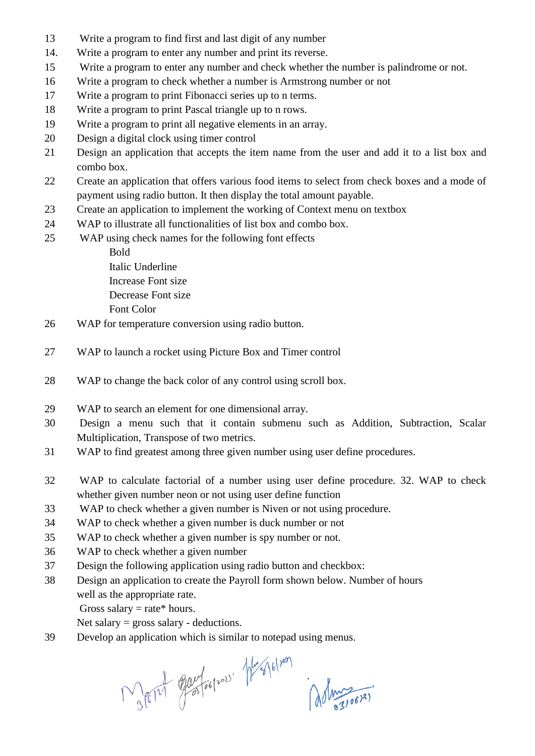13 Write a program to find first and last digit of any number

14. Write a program to enter any number and print its reverse.

15 Write a program to enter any number and check whether the number is palindrome or not.

16 Write a program to check whether a number is Armstrong number or not

17 Write a program to print Fibonacci series up to n terms.

18 Write a program to print Pascal triangle up to n rows.

19 Write a program to print all negative elements in an array.

20 Design a digital clock using timer control

21 Design an application that accepts the item name from the user and add it to a list box and combo box.

22 Create an application that offers various food items to select from check boxes and a mode of payment using radio button. It then display the total amount payable.

23 Create an application to implement the working of Context menu on textbox

24 WAP to illustrate all functionalities of list box and combo box.

25 WAP using check names for the following font effects

   Bold
   Italic Underline
   Increase Font size
   Decrease Font size
   Font Color

26 WAP for temperature conversion using radio button.

27 WAP to launch a rocket using Picture Box and Timer control

28 WAP to change the back color of any control using scroll box.

29 WAP to search an element for one dimensional array.

30 Design a menu such that it contain submenu such as Addition, Subtraction, Scalar Multiplication, Transpose of two metrics.

31 WAP to find greatest among three given number using user define procedures.

32 WAP to calculate factorial of a number using user define procedure. 32. WAP to check whether given number neon or not using user define function

33 WAP to check whether a given number is Niven or not using procedure.

34 WAP to check whether a given number is duck number or not

35 WAP to check whether a given number is spy number or not.

36 WAP to check whether a given number

37 Design the following application using radio button and checkbox:

38 Design an application to create the Payroll form shown below. Number of hours well as the appropriate rate.
   Gross salary = rate* hours.
   Net salary = gross salary - deductions.

39 Develop an application which is similar to notepad using menus.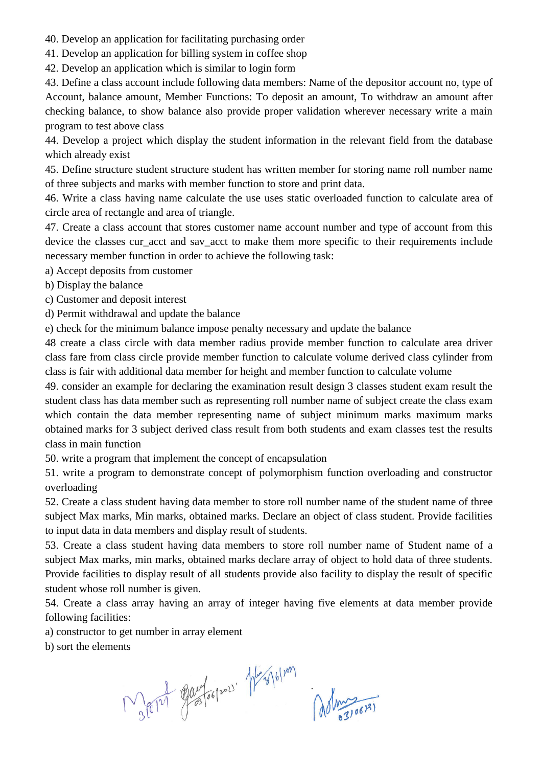40. Develop an application for facilitating purchasing order
41. Develop an application for billing system in coffee shop
42. Develop an application which is similar to login form
43. Define a class account include following data members: Name of the depositor account no, type of Account, balance amount, Member Functions: To deposit an amount, To withdraw an amount after checking balance, to show balance also provide proper validation wherever necessary write a main program to test above class
44. Develop a project which display the student information in the relevant field from the database which already exist
45. Define structure student structure student has written member for storing name roll number name of three subjects and marks with member function to store and print data.
46. Write a class having name calculate the use uses static overloaded function to calculate area of circle area of rectangle and area of triangle.
47. Create a class account that stores customer name account number and type of account from this device the classes cur_acct and sav_acct to make them more specific to their requirements include necessary member function in order to achieve the following task:

a) Accept deposits from customer
b) Display the balance
c) Customer and deposit interest
d) Permit withdrawal and update the balance
e) check for the minimum balance impose penalty necessary and update the balance

48 create a class circle with data member radius provide member function to calculate area driver class fare from class circle provide member function to calculate volume derived class cylinder from class is fair with additional data member for height and member function to calculate volume
49. consider an example for declaring the examination result design 3 classes student exam result the student class has data member such as representing roll number name of subject create the class exam which contain the data member representing name of subject minimum marks maximum marks obtained marks for 3 subject derived class result from both students and exam classes test the results class in main function
50. write a program that implement the concept of encapsulation
51. write a program to demonstrate concept of polymorphism function overloading and constructor overloading
52. Create a class student having data member to store roll number name of the student name of three subject Max marks, Min marks, obtained marks. Declare an object of class student. Provide facilities to input data in data members and display result of students.
53. Create a class student having data members to store roll number name of Student name of a subject Max marks, min marks, obtained marks declare array of object to hold data of three students. Provide facilities to display result of all students provide also facility to display the result of specific student whose roll number is given.
54. Create a class array having an array of integer having five elements at data member provide following facilities:

a) constructor to get number in array element
b) sort the elements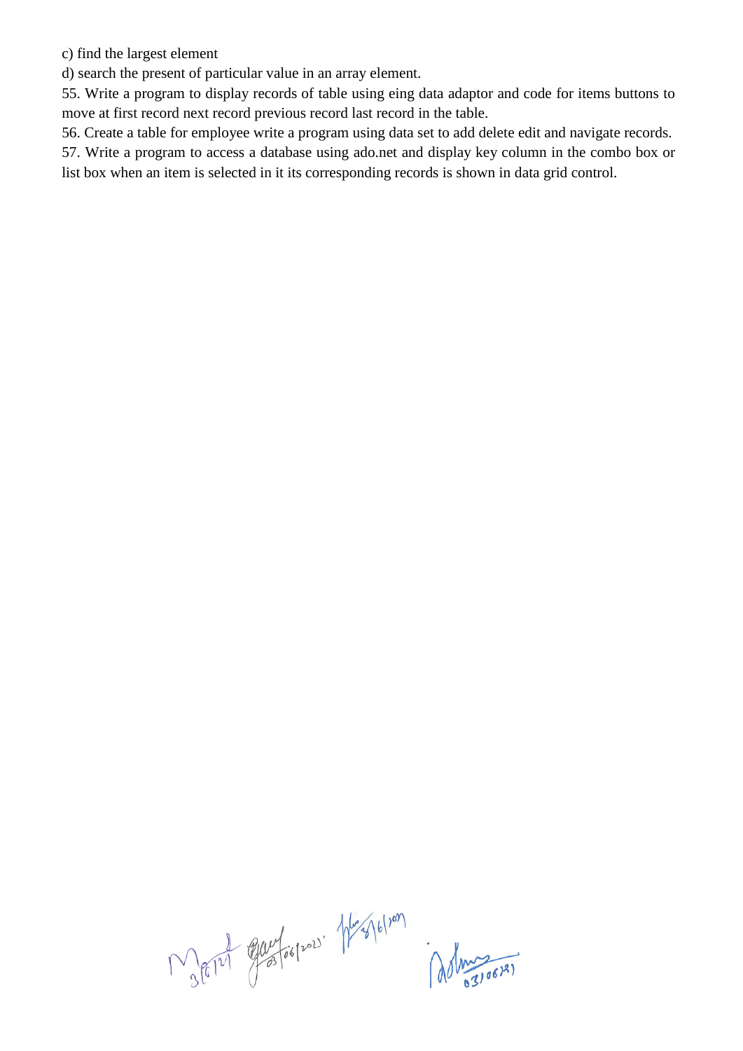c) find the largest element

d) search the present of particular value in an array element.

55. Write a program to display records of table using eing data adaptor and code for items buttons to move at first record next record previous record last record in the table.

56. Create a table for employee write a program using data set to add delete edit and navigate records.

57. Write a program to access a database using ado.net and display key column in the combo box or list box when an item is selected in it its corresponding records is shown in data grid control.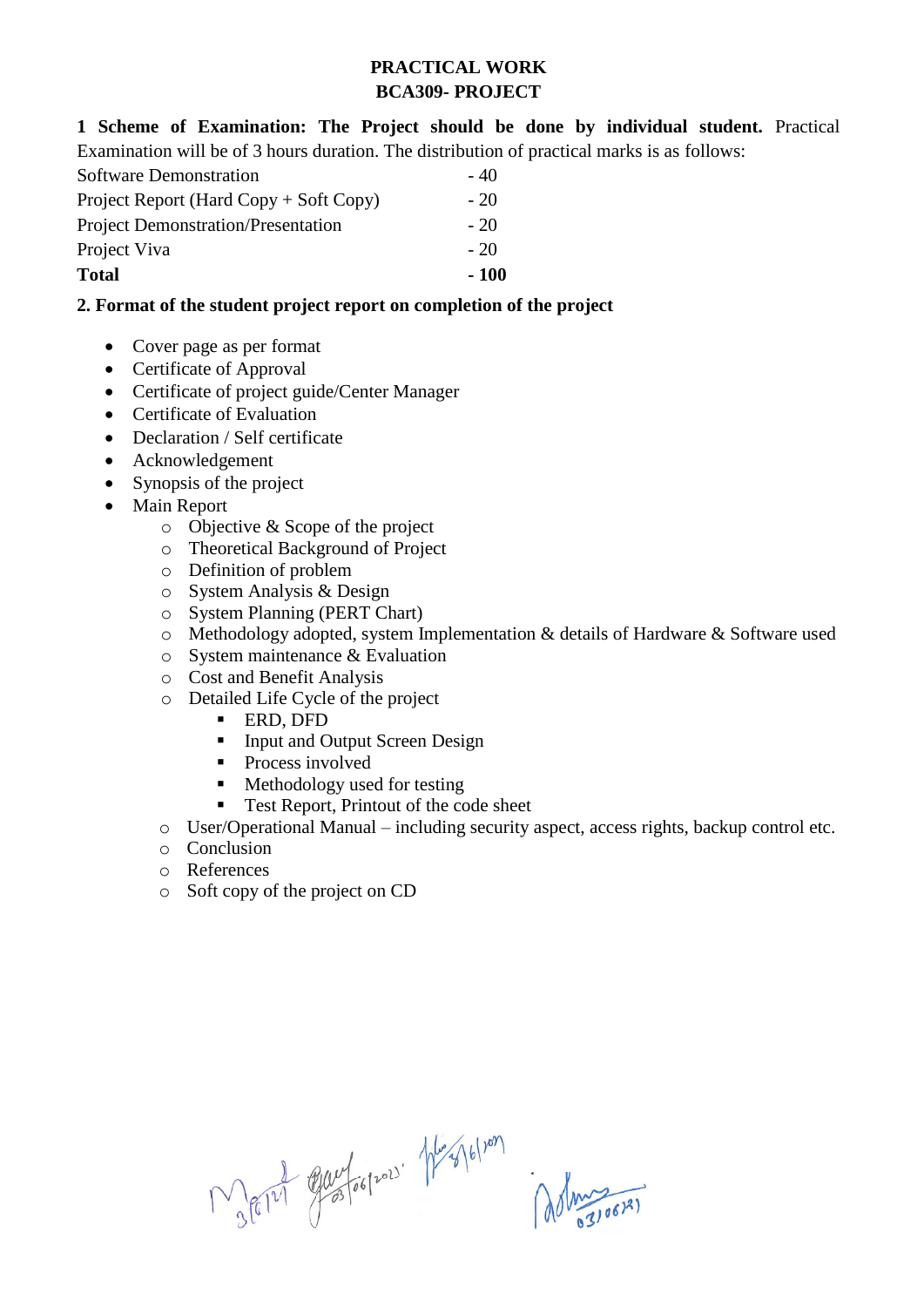# PRACTICAL WORK
## BCA309- PROJECT

**1 Scheme of Examination: The Project should be done by individual student.** Practical Examination will be of 3 hours duration. The distribution of practical marks is as follows:

| | |
|---|---|
| Software Demonstration | - 40 |
| Project Report (Hard Copy + Soft Copy) | - 20 |
| Project Demonstration/Presentation | - 20 |
| Project Viva | - 20 |
| **Total** | **- 100** |

**2. Format of the student project report on completion of the project**

- Cover page as per format
- Certificate of Approval
- Certificate of project guide/Center Manager
- Certificate of Evaluation
- Declaration / Self certificate
- Acknowledgement
- Synopsis of the project
- Main Report
  - Objective & Scope of the project
  - Theoretical Background of Project
  - Definition of problem
  - System Analysis & Design
  - System Planning (PERT Chart)
  - Methodology adopted, system Implementation & details of Hardware & Software used
  - System maintenance & Evaluation
  - Cost and Benefit Analysis
  - Detailed Life Cycle of the project
    - ERD, DFD
    - Input and Output Screen Design
    - Process involved
    - Methodology used for testing
    - Test Report, Printout of the code sheet
  - User/Operational Manual – including security aspect, access rights, backup control etc.
  - Conclusion
  - References
  - Soft copy of the project on CD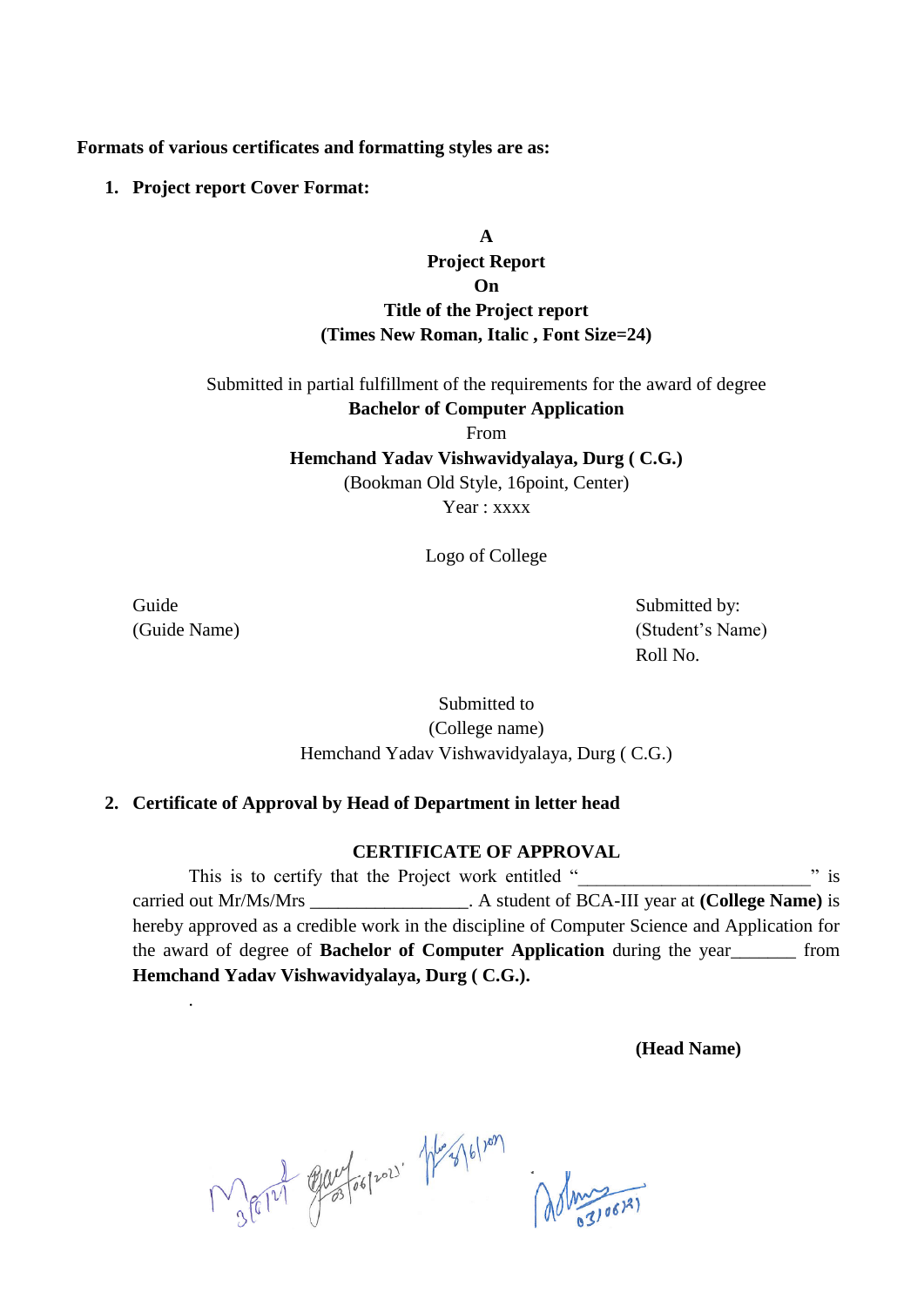**Formats of various certificates and formatting styles are as:**

1. **Project report Cover Format:**

**A**
**Project Report**
**On**
**Title of the Project report**
**(Times New Roman, Italic , Font Size=24)**

Submitted in partial fulfillment of the requirements for the award of degree
**Bachelor of Computer Application**
From
**Hemchand Yadav Vishwavidyalaya, Durg ( C.G.)**
(Bookman Old Style, 16point, Center)
Year : xxxx

Logo of College

Guide
(Guide Name)

Submitted by:
(Student's Name)
Roll No.

Submitted to
(College name)
Hemchand Yadav Vishwavidyalaya, Durg ( C.G.)

2. **Certificate of Approval by Head of Department in letter head**

**CERTIFICATE OF APPROVAL**

This is to certify that the Project work entitled "________________________" is carried out Mr/Ms/Mrs _________________. A student of BCA-III year at **(College Name)** is hereby approved as a credible work in the discipline of Computer Science and Application for the award of degree of **Bachelor of Computer Application** during the year_______ from **Hemchand Yadav Vishwavidyalaya, Durg ( C.G.).**

.

**(Head Name)**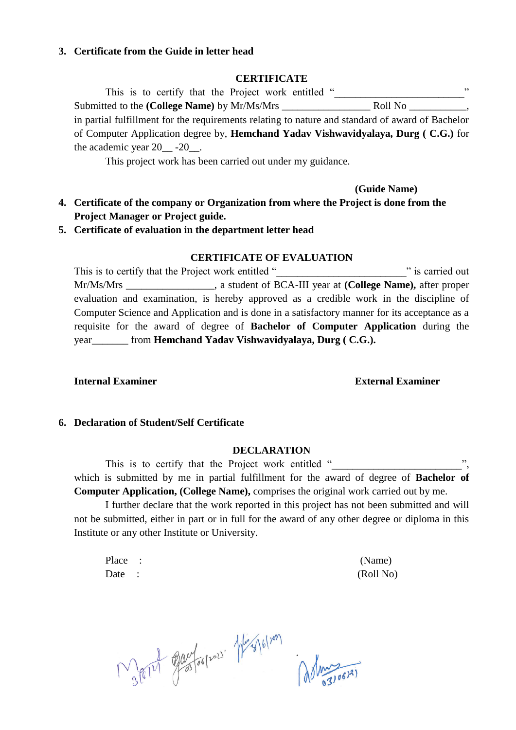3. **Certificate from the Guide in letter head**

**CERTIFICATE**

This is to certify that the Project work entitled "________________________" Submitted to the **(College Name)** by Mr/Ms/Mrs ________________ Roll No ___________, in partial fulfillment for the requirements relating to nature and standard of award of Bachelor of Computer Application degree by, **Hemchand Yadav Vishwavidyalaya, Durg ( C.G.)** for the academic year 20__ -20__.

This project work has been carried out under my guidance.

**(Guide Name)**

4. **Certificate of the company or Organization from where the Project is done from the Project Manager or Project guide.**
5. **Certificate of evaluation in the department letter head**

**CERTIFICATE OF EVALUATION**

This is to certify that the Project work entitled "________________________" is carried out Mr/Ms/Mrs _________________, a student of BCA-III year at **(College Name),** after proper evaluation and examination, is hereby approved as a credible work in the discipline of Computer Science and Application and is done in a satisfactory manner for its acceptance as a requisite for the award of degree of **Bachelor of Computer Application** during the year_______ from **Hemchand Yadav Vishwavidyalaya, Durg ( C.G.).**

**Internal Examiner** **External Examiner**

6. **Declaration of Student/Self Certificate**

**DECLARATION**

This is to certify that the Project work entitled "________________________", which is submitted by me in partial fulfillment for the award of degree of **Bachelor of Computer Application, (College Name),** comprises the original work carried out by me.

I further declare that the work reported in this project has not been submitted and will not be submitted, either in part or in full for the award of any other degree or diploma in this Institute or any other Institute or University.

Place :
Date :

(Name)
(Roll No)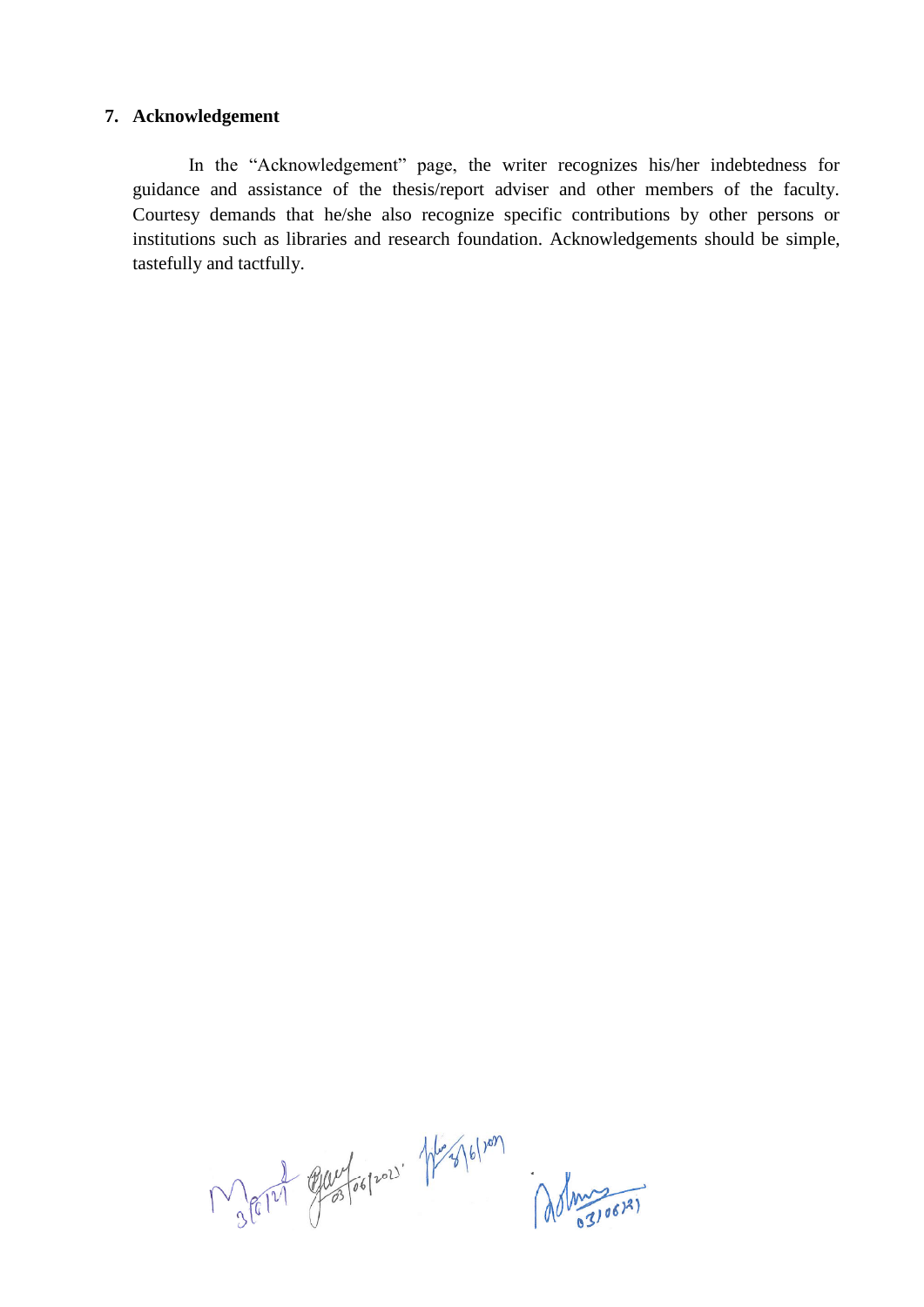## 7. Acknowledgement

In the "Acknowledgement" page, the writer recognizes his/her indebtedness for guidance and assistance of the thesis/report adviser and other members of the faculty. Courtesy demands that he/she also recognize specific contributions by other persons or institutions such as libraries and research foundation. Acknowledgements should be simple, tastefully and tactfully.